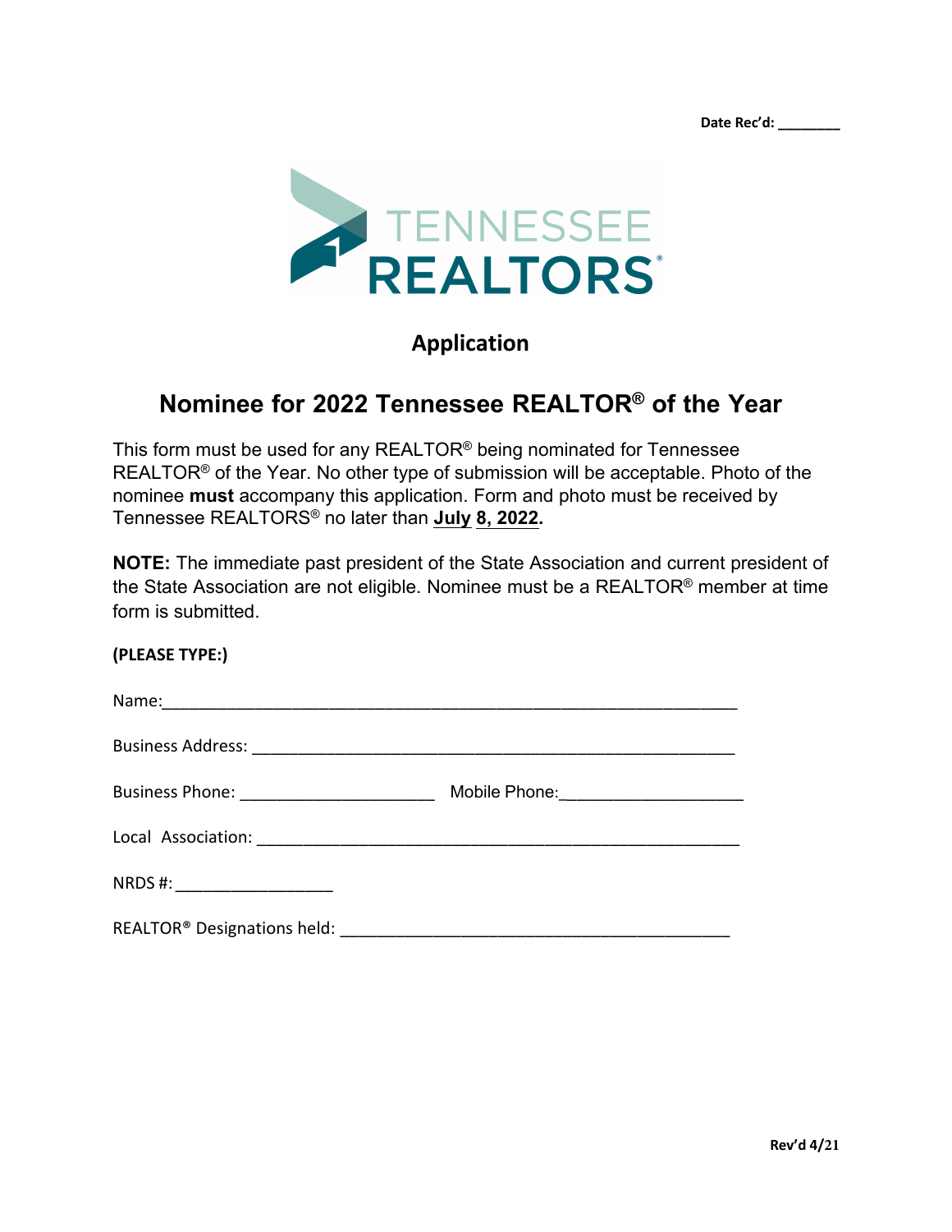**Date Rec'd: ________**

TENNESSEE REALTORS®

## Application

# Nominee for 2022 Tennessee REALTOR® of the Year

This form must be used for any REALTOR® being nominated for Tennessee REALTOR® of the Year. No other type of submission will be acceptable. Photo of the nominee **must** accompany this application. Form and photo must be received by Tennessee REALTORS® no later than **July 8, 2022.**

**NOTE:** The immediate past president of the State Association and current president of the State Association are not eligible. Nominee must be a REALTOR® member at time form is submitted.

**(PLEASE TYPE:)**

Name:_______________________________________________________________

Business Address: ____________________________________________________

Business Phone: _____________________ Mobile Phone:___________________

Local Association: ____________________________________________________

NRDS #: _________________

REALTOR® Designations held: __________________________________________

**Rev'd 4/21**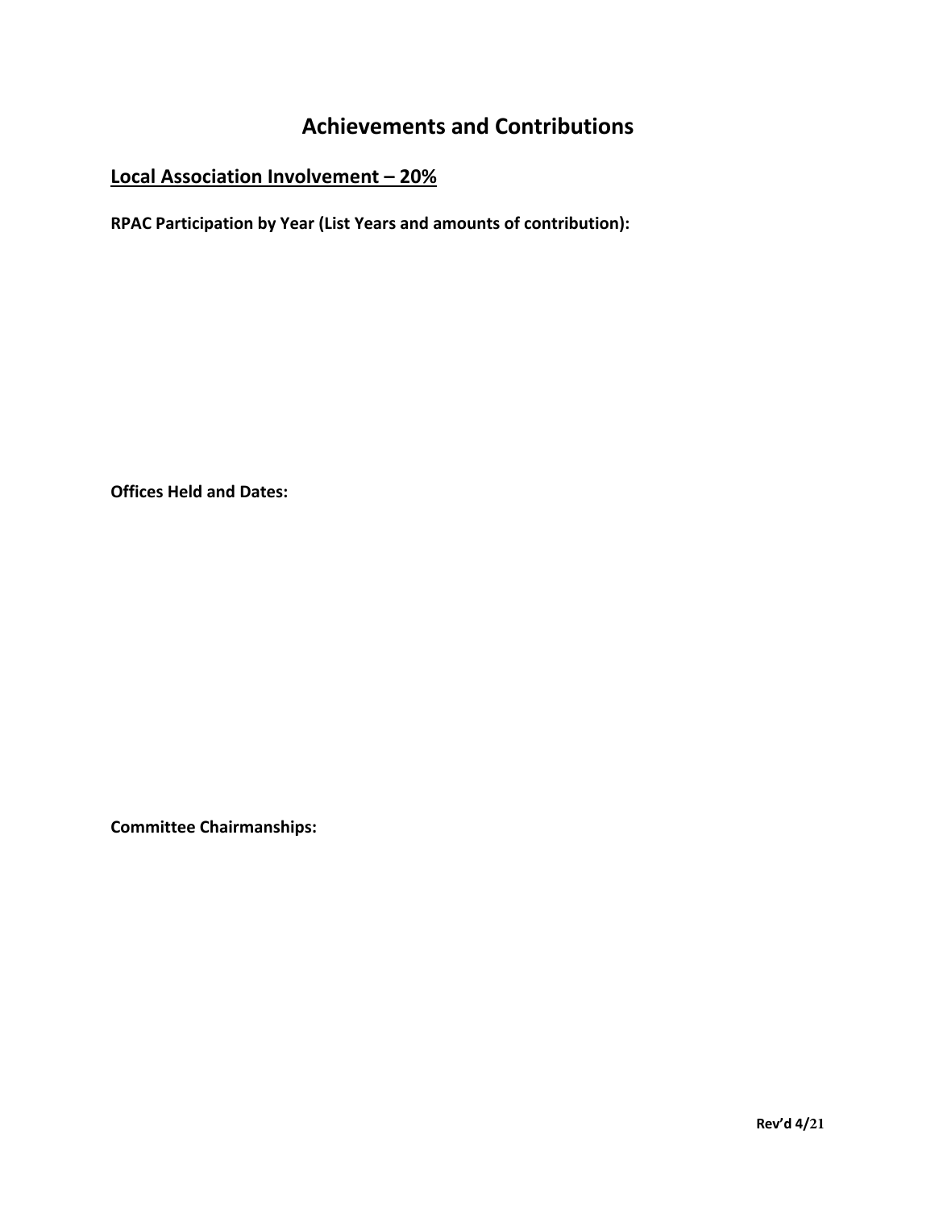# Achievements and Contributions

## Local Association Involvement – 20%

**RPAC Participation by Year (List Years and amounts of contribution):**

**Offices Held and Dates:**

**Committee Chairmanships:**

**Rev'd 4/21**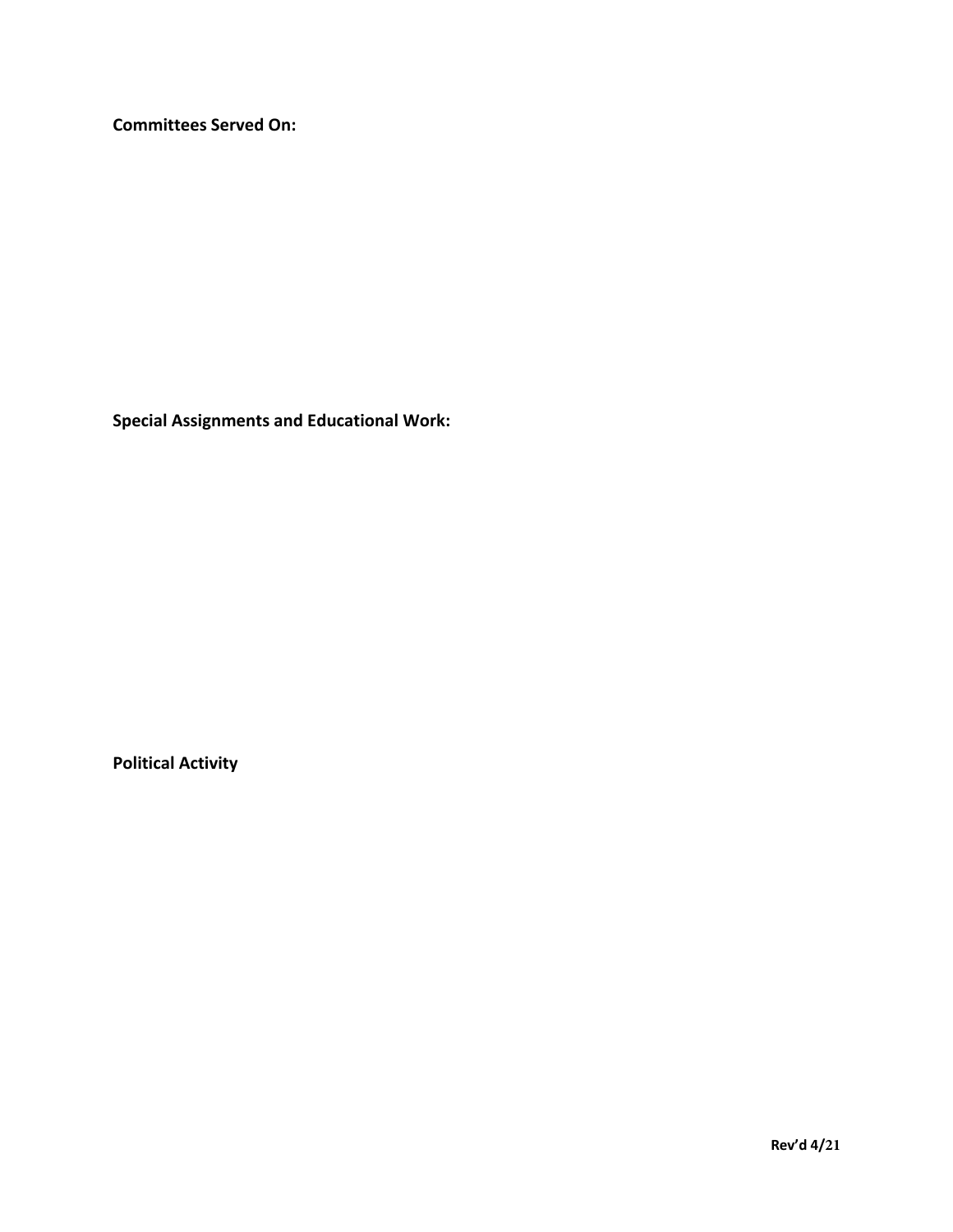**Committees Served On:**

**Special Assignments and Educational Work:**

**Political Activity**

**Rev'd 4/21**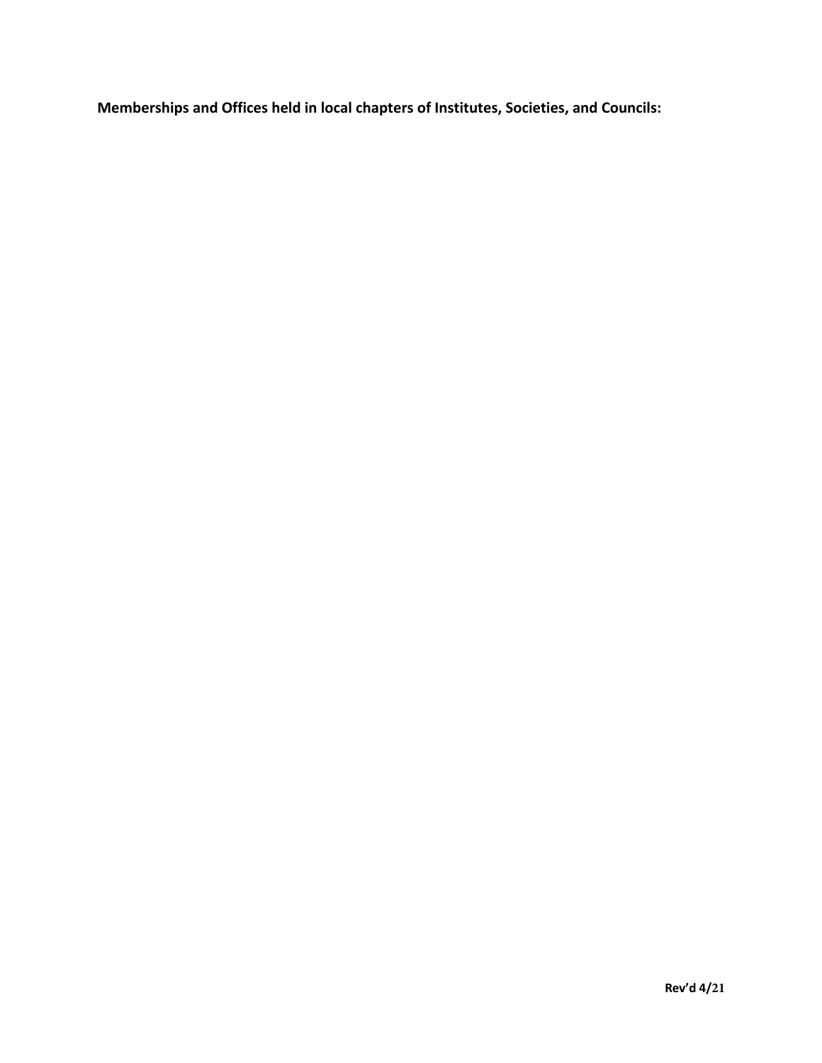**Memberships and Offices held in local chapters of Institutes, Societies, and Councils:**

**Rev'd 4/21**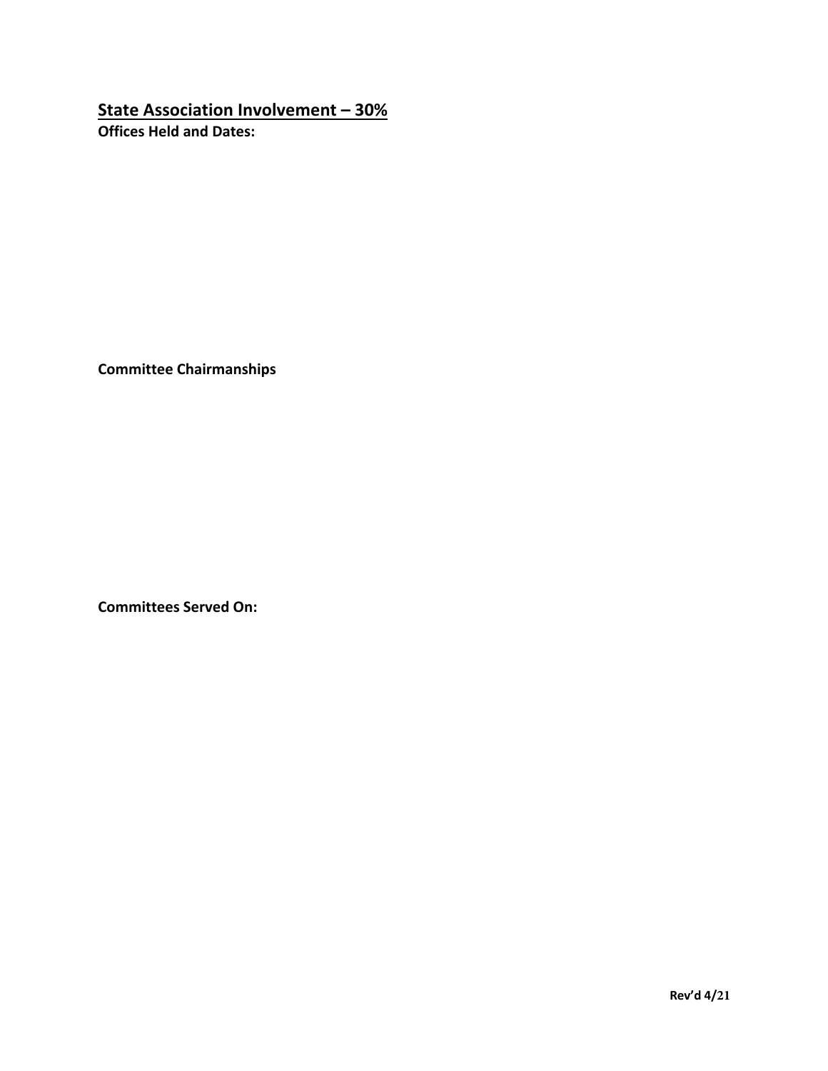## State Association Involvement – 30%

**Offices Held and Dates:**

**Committee Chairmanships**

**Committees Served On:**

**Rev'd 4/21**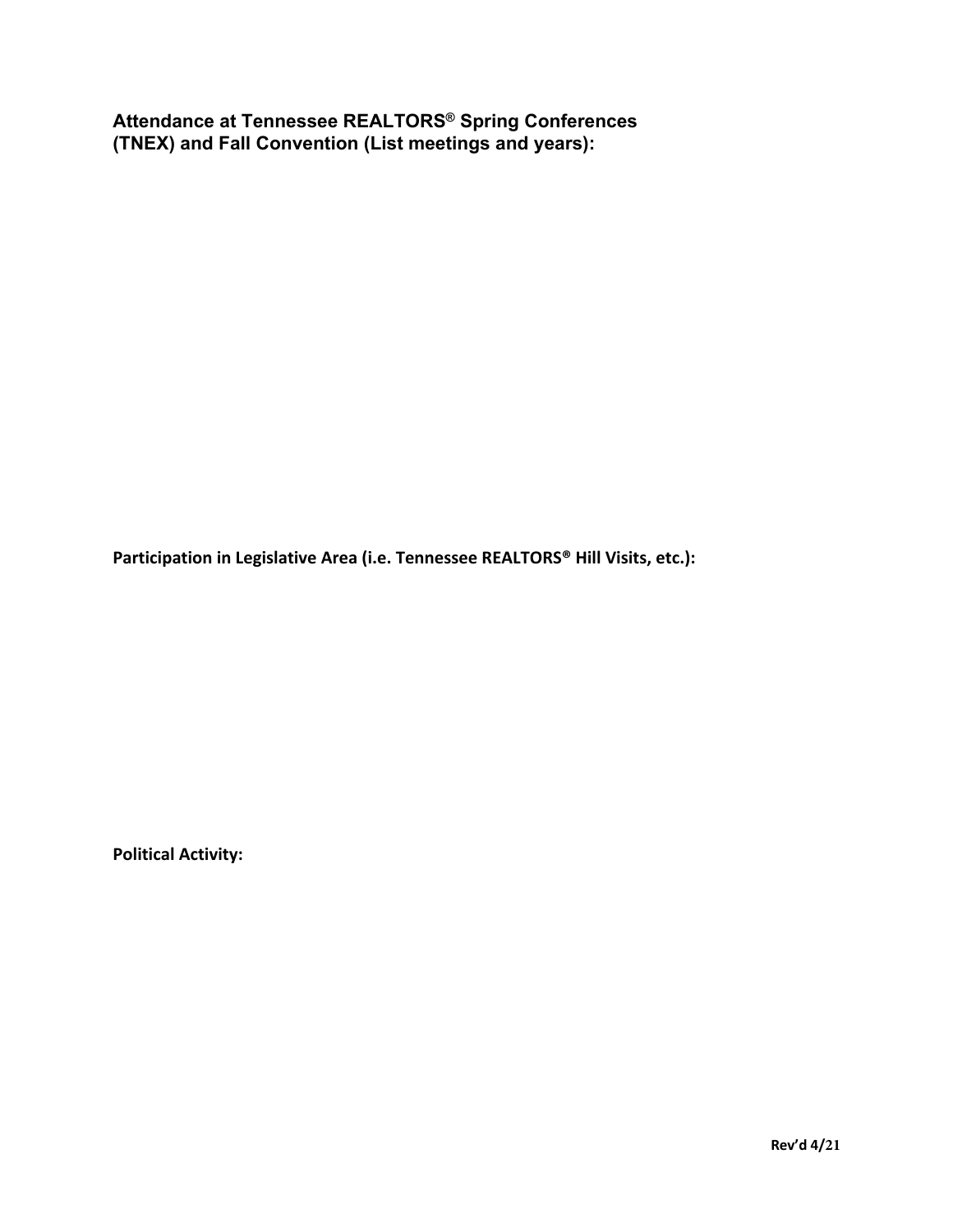**Attendance at Tennessee REALTORS® Spring Conferences (TNEX) and Fall Convention (List meetings and years):**

**Participation in Legislative Area (i.e. Tennessee REALTORS® Hill Visits, etc.):**

**Political Activity:**

Rev'd 4/21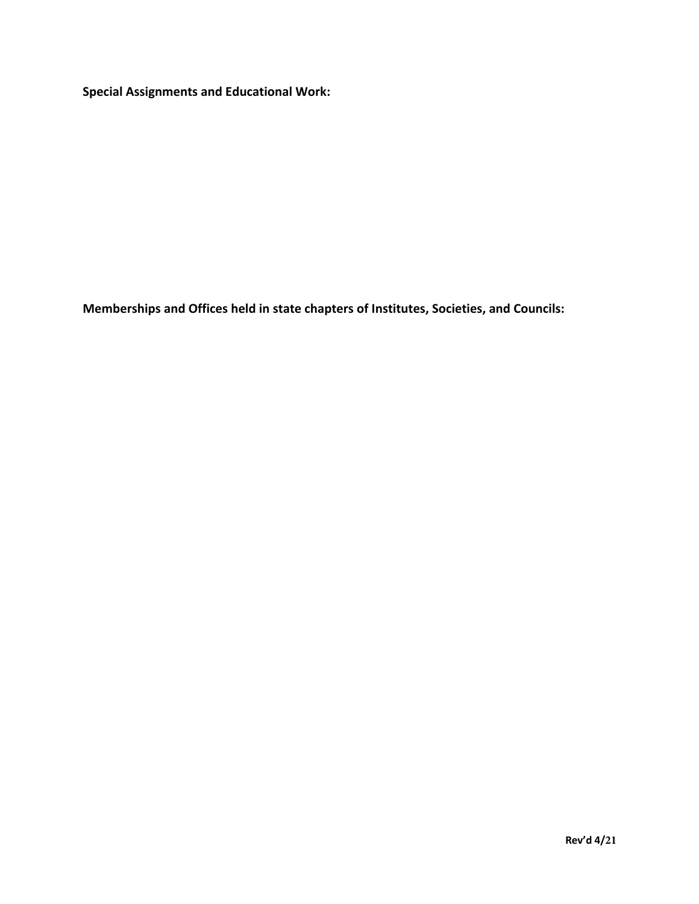**Special Assignments and Educational Work:**

**Memberships and Offices held in state chapters of Institutes, Societies, and Councils:**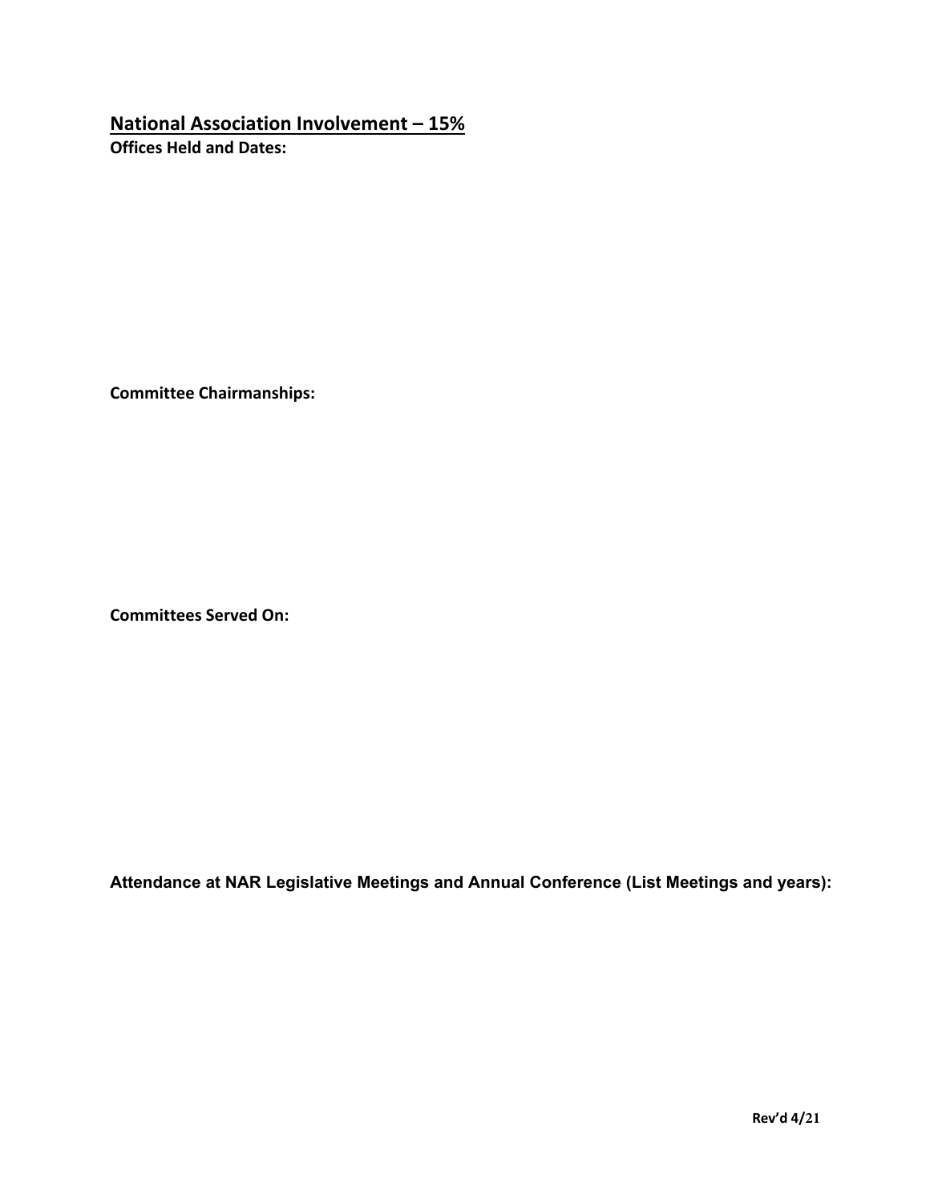## National Association Involvement – 15%

**Offices Held and Dates:**

**Committee Chairmanships:**

**Committees Served On:**

**Attendance at NAR Legislative Meetings and Annual Conference (List Meetings and years):**

**Rev'd 4/21**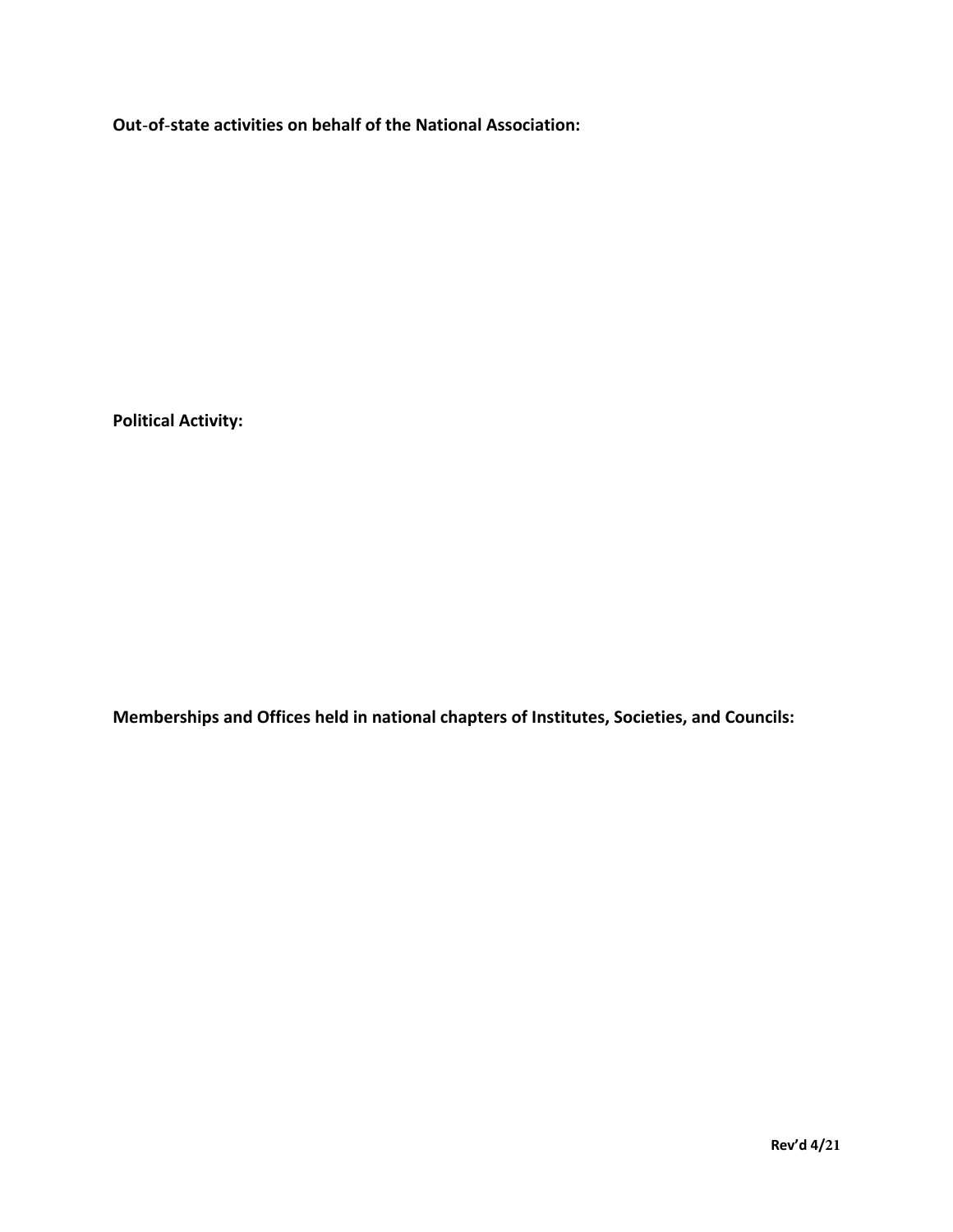**Out-of-state activities on behalf of the National Association:**

**Political Activity:**

**Memberships and Offices held in national chapters of Institutes, Societies, and Councils:**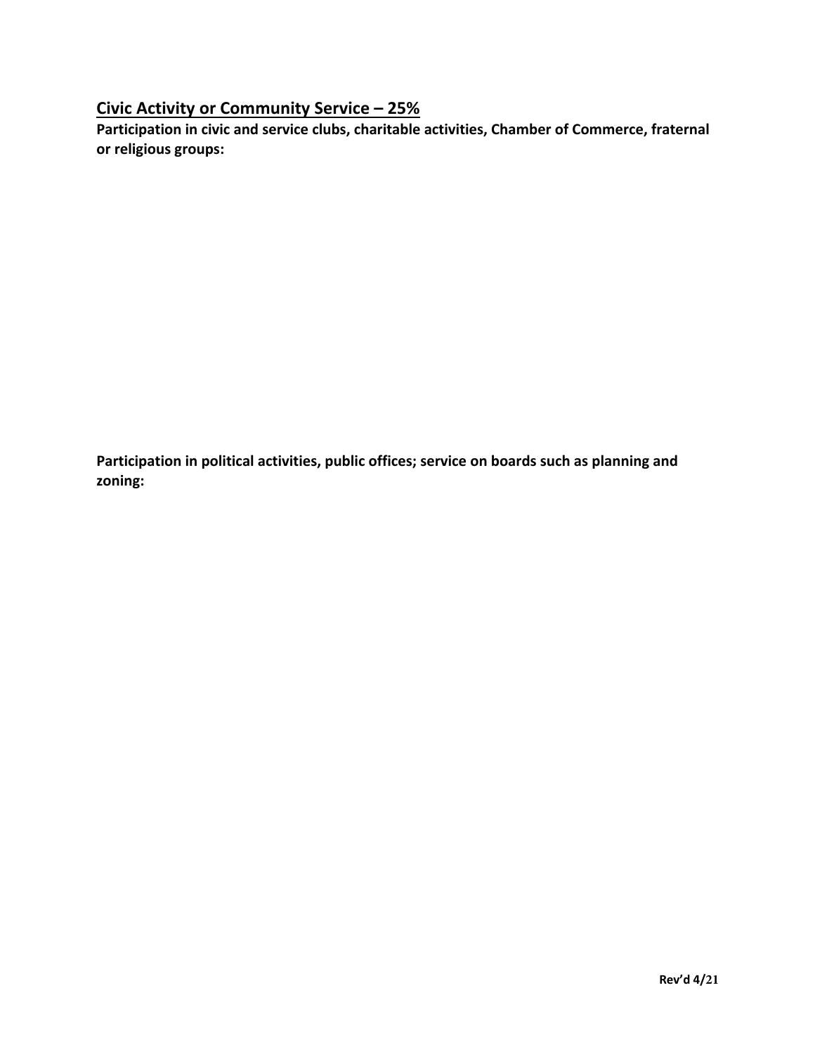## Civic Activity or Community Service – 25%

**Participation in civic and service clubs, charitable activities, Chamber of Commerce, fraternal or religious groups:**

**Participation in political activities, public offices; service on boards such as planning and zoning:**

**Rev'd 4/21**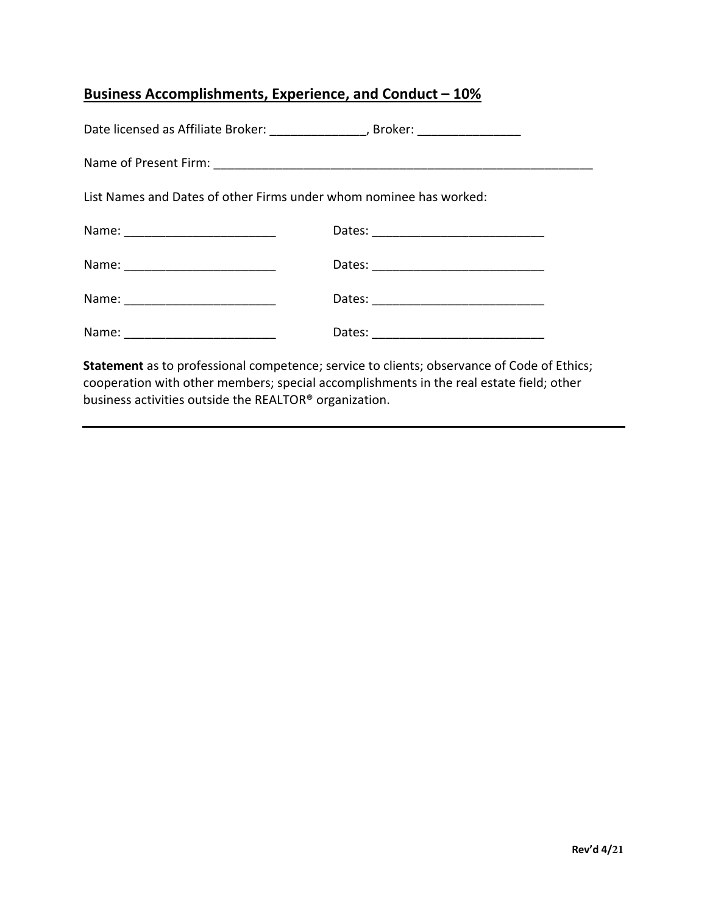## Business Accomplishments, Experience, and Conduct – 10%

Date licensed as Affiliate Broker: ______________, Broker: _______________

Name of Present Firm: __________________________________________________________

List Names and Dates of other Firms under whom nominee has worked:

Name: ______________________ Dates: _________________________

Name: ______________________ Dates: _________________________

Name: ______________________ Dates: _________________________

Name: ______________________ Dates: _________________________

**Statement** as to professional competence; service to clients; observance of Code of Ethics; cooperation with other members; special accomplishments in the real estate field; other business activities outside the REALTOR® organization.

---

Rev'd 4/21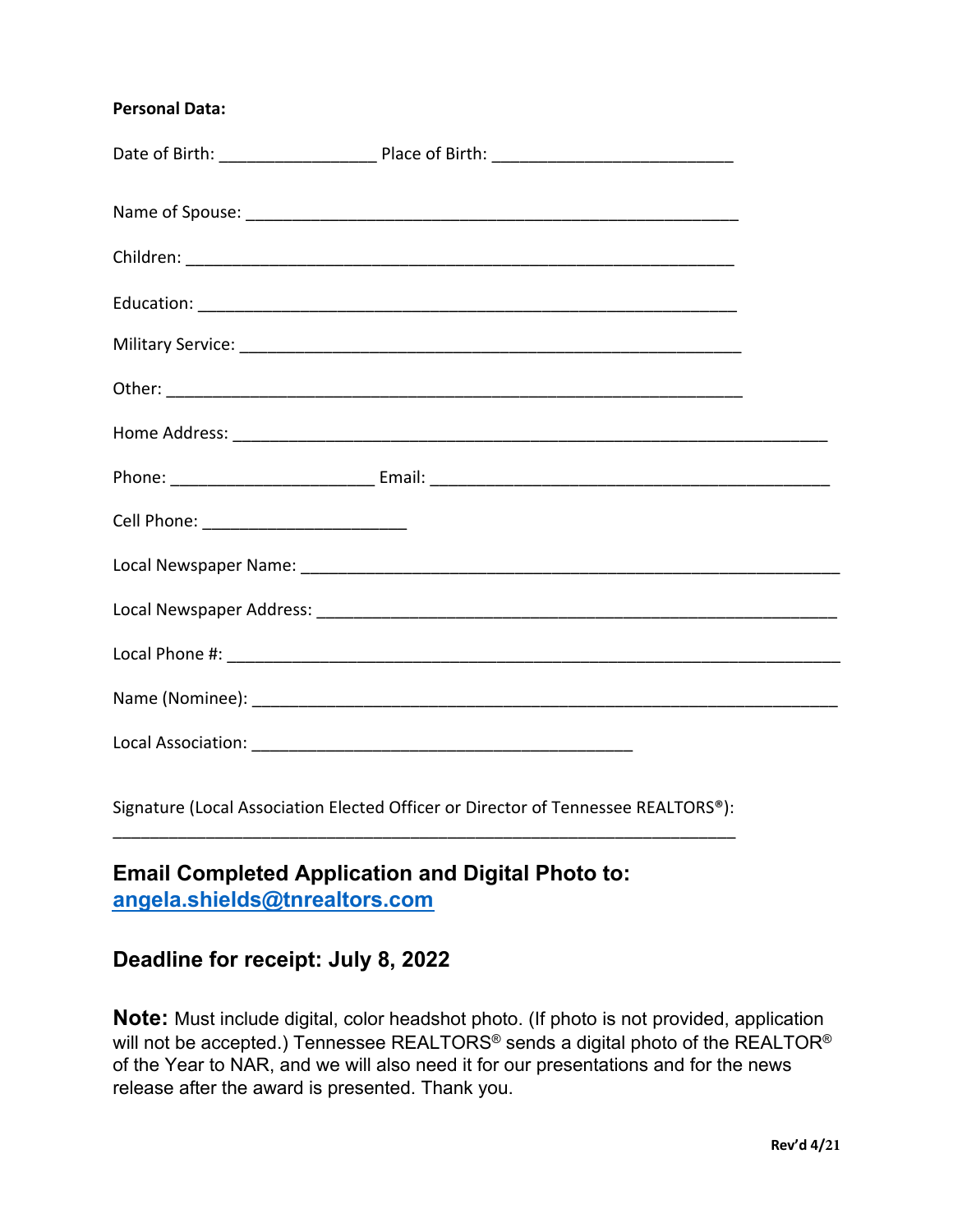**Personal Data:**

Date of Birth: _________________ Place of Birth: ___________________________

Name of Spouse: _______________________________________________________

Children: _____________________________________________________________

Education: ____________________________________________________________

Military Service: ________________________________________________________

Other: ________________________________________________________________

Home Address: __________________________________________________________________

Phone: ______________________ Email: ____________________________________________

Cell Phone: ______________________

Local Newspaper Name: ___________________________________________________________

Local Newspaper Address: _________________________________________________________

Local Phone #: _________________________________________________________________

Name (Nominee): _______________________________________________________________

Local Association: __________________________________________

Signature (Local Association Elected Officer or Director of Tennessee REALTORS®):

_____________________________________________________________________

## Email Completed Application and Digital Photo to: angela.shields@tnrealtors.com

## Deadline for receipt: July 8, 2022

**Note:** Must include digital, color headshot photo. (If photo is not provided, application will not be accepted.) Tennessee REALTORS® sends a digital photo of the REALTOR® of the Year to NAR, and we will also need it for our presentations and for the news release after the award is presented. Thank you.

**Rev'd 4/21**